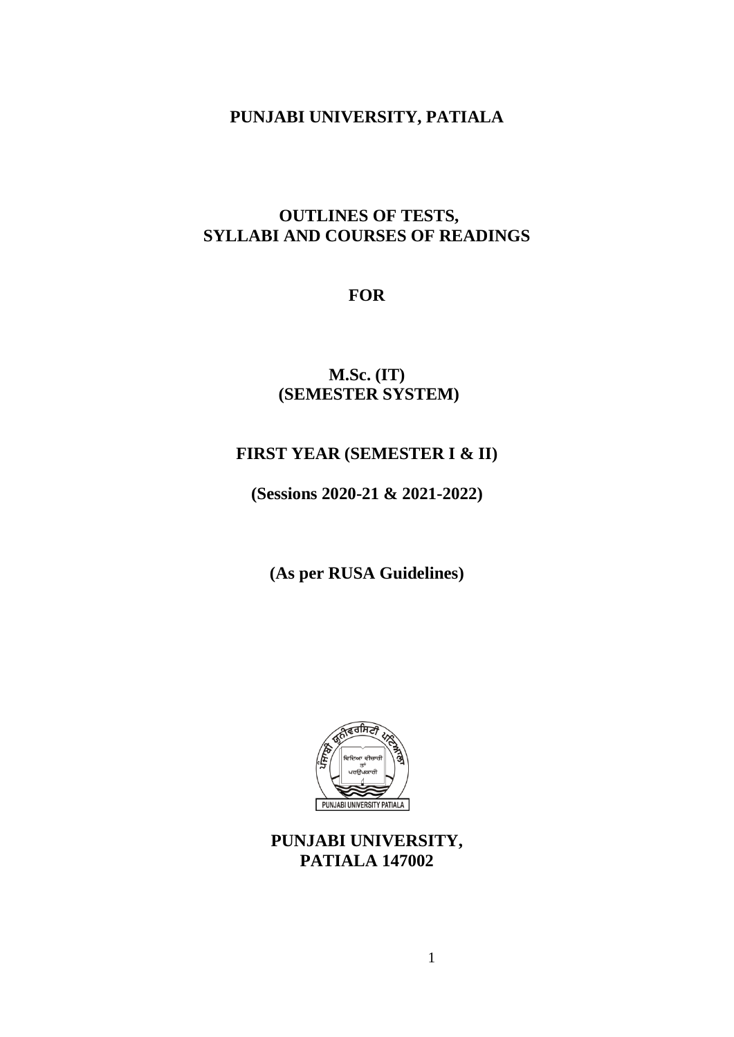# PUNJABI UNIVERSITY, PATIALA

## OUTLINES OF TESTS, SYLLABI AND COURSES OF READINGS

## FOR

## M.Sc. (IT) (SEMESTER SYSTEM)

## FIRST YEAR (SEMESTER I & II)

**(Sessions 2020-21 & 2021-2022)**

**(As per RUSA Guidelines)**

**PUNJABI UNIVERSITY, PATIALA 147002**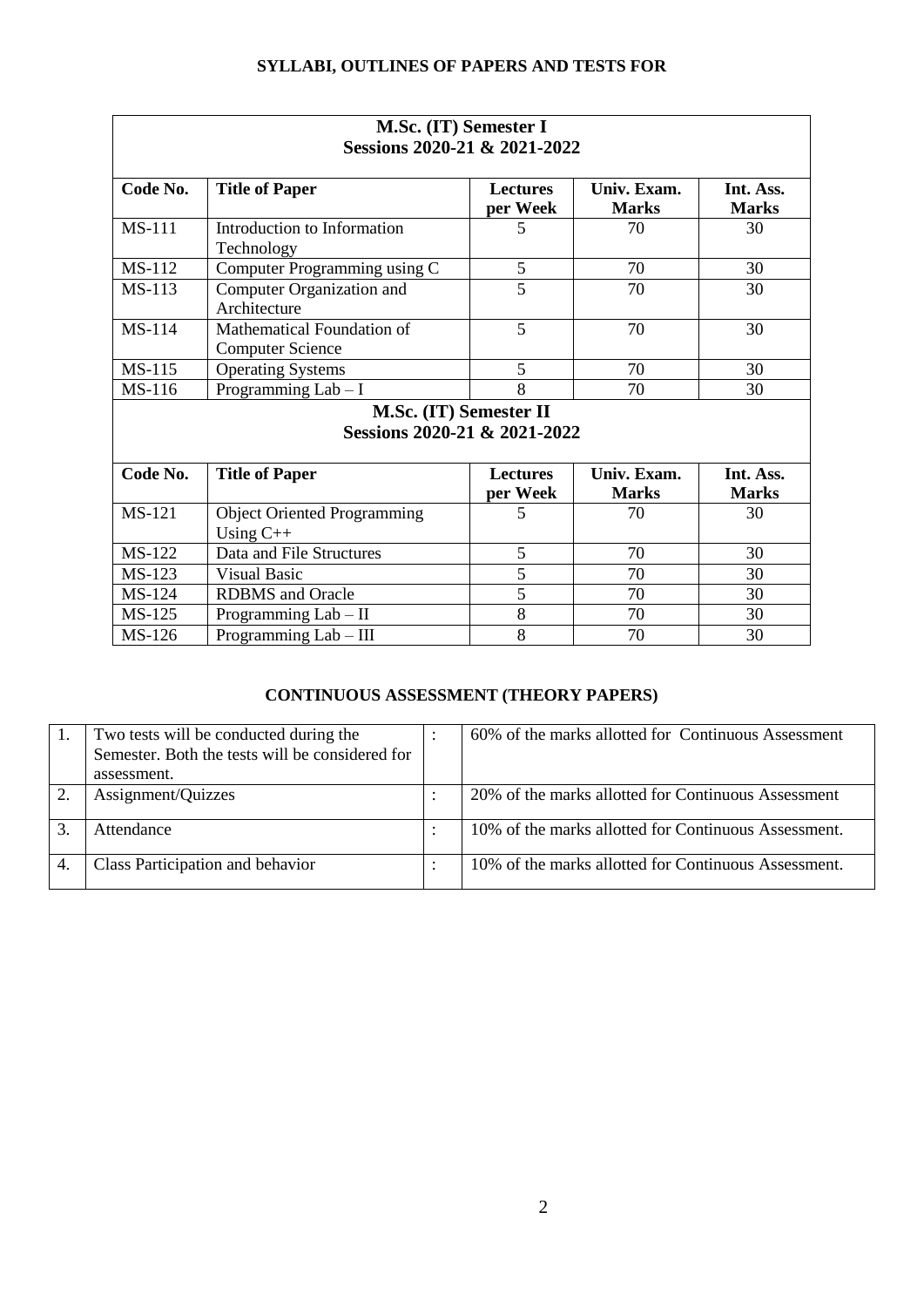**SYLLABI, OUTLINES OF PAPERS AND TESTS FOR**

| **M.Sc. (IT) Semester I** | | | | |
|---|---|---|---|---|
| **Sessions 2020-21 & 2021-2022** | | | | |
| **Code No.** | **Title of Paper** | **Lectures per Week** | **Univ. Exam. Marks** | **Int. Ass. Marks** |
| MS-111 | Introduction to Information Technology | 5 | 70 | 30 |
| MS-112 | Computer Programming using C | 5 | 70 | 30 |
| MS-113 | Computer Organization and Architecture | 5 | 70 | 30 |
| MS-114 | Mathematical Foundation of Computer Science | 5 | 70 | 30 |
| MS-115 | Operating Systems | 5 | 70 | 30 |
| MS-116 | Programming Lab – I | 8 | 70 | 30 |
| **M.Sc. (IT) Semester II** | | | | |
| **Sessions 2020-21 & 2021-2022** | | | | |
| **Code No.** | **Title of Paper** | **Lectures per Week** | **Univ. Exam. Marks** | **Int. Ass. Marks** |
| MS-121 | Object Oriented Programming Using C++ | 5 | 70 | 30 |
| MS-122 | Data and File Structures | 5 | 70 | 30 |
| MS-123 | Visual Basic | 5 | 70 | 30 |
| MS-124 | RDBMS and Oracle | 5 | 70 | 30 |
| MS-125 | Programming Lab – II | 8 | 70 | 30 |
| MS-126 | Programming Lab – III | 8 | 70 | 30 |

**CONTINUOUS ASSESSMENT (THEORY PAPERS)**

| | | | |
|---|---|---|---|
| 1. | Two tests will be conducted during the Semester. Both the tests will be considered for assessment. | : | 60% of the marks allotted for Continuous Assessment |
| 2. | Assignment/Quizzes | : | 20% of the marks allotted for Continuous Assessment |
| 3. | Attendance | : | 10% of the marks allotted for Continuous Assessment. |
| 4. | Class Participation and behavior | : | 10% of the marks allotted for Continuous Assessment. |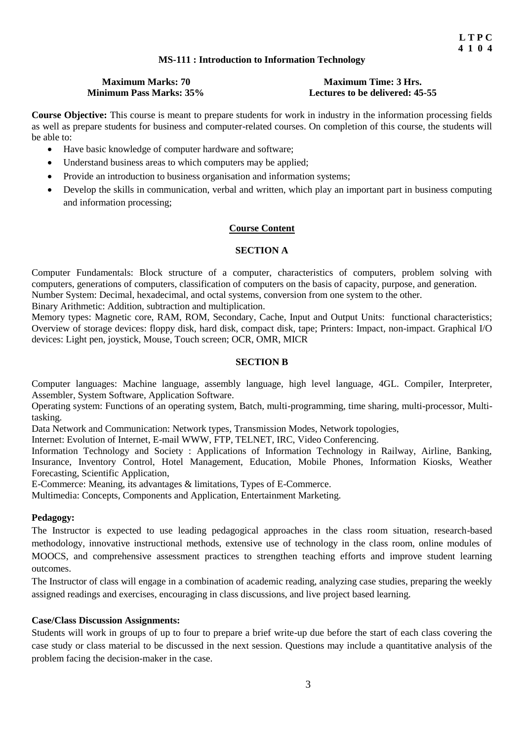**L T P C**
**4 1 0 4**

## MS-111 : Introduction to Information Technology

| **Maximum Marks: 70** | **Maximum Time: 3 Hrs.** |
|---|---|
| **Minimum Pass Marks: 35%** | **Lectures to be delivered: 45-55** |

**Course Objective:** This course is meant to prepare students for work in industry in the information processing fields as well as prepare students for business and computer-related courses. On completion of this course, the students will be able to:

- Have basic knowledge of computer hardware and software;
- Understand business areas to which computers may be applied;
- Provide an introduction to business organisation and information systems;
- Develop the skills in communication, verbal and written, which play an important part in business computing and information processing;

### Course Content

#### SECTION A

Computer Fundamentals: Block structure of a computer, characteristics of computers, problem solving with computers, generations of computers, classification of computers on the basis of capacity, purpose, and generation.
Number System: Decimal, hexadecimal, and octal systems, conversion from one system to the other.
Binary Arithmetic: Addition, subtraction and multiplication.
Memory types: Magnetic core, RAM, ROM, Secondary, Cache, Input and Output Units: functional characteristics; Overview of storage devices: floppy disk, hard disk, compact disk, tape; Printers: Impact, non-impact. Graphical I/O devices: Light pen, joystick, Mouse, Touch screen; OCR, OMR, MICR

#### SECTION B

Computer languages: Machine language, assembly language, high level language, 4GL. Compiler, Interpreter, Assembler, System Software, Application Software.
Operating system: Functions of an operating system, Batch, multi-programming, time sharing, multi-processor, Multi-tasking.
Data Network and Communication: Network types, Transmission Modes, Network topologies,
Internet: Evolution of Internet, E-mail WWW, FTP, TELNET, IRC, Video Conferencing.
Information Technology and Society : Applications of Information Technology in Railway, Airline, Banking, Insurance, Inventory Control, Hotel Management, Education, Mobile Phones, Information Kiosks, Weather Forecasting, Scientific Application,
E-Commerce: Meaning, its advantages & limitations, Types of E-Commerce.
Multimedia: Concepts, Components and Application, Entertainment Marketing.

**Pedagogy:**

The Instructor is expected to use leading pedagogical approaches in the class room situation, research-based methodology, innovative instructional methods, extensive use of technology in the class room, online modules of MOOCS, and comprehensive assessment practices to strengthen teaching efforts and improve student learning outcomes.

The Instructor of class will engage in a combination of academic reading, analyzing case studies, preparing the weekly assigned readings and exercises, encouraging in class discussions, and live project based learning.

**Case/Class Discussion Assignments:**

Students will work in groups of up to four to prepare a brief write-up due before the start of each class covering the case study or class material to be discussed in the next session. Questions may include a quantitative analysis of the problem facing the decision-maker in the case.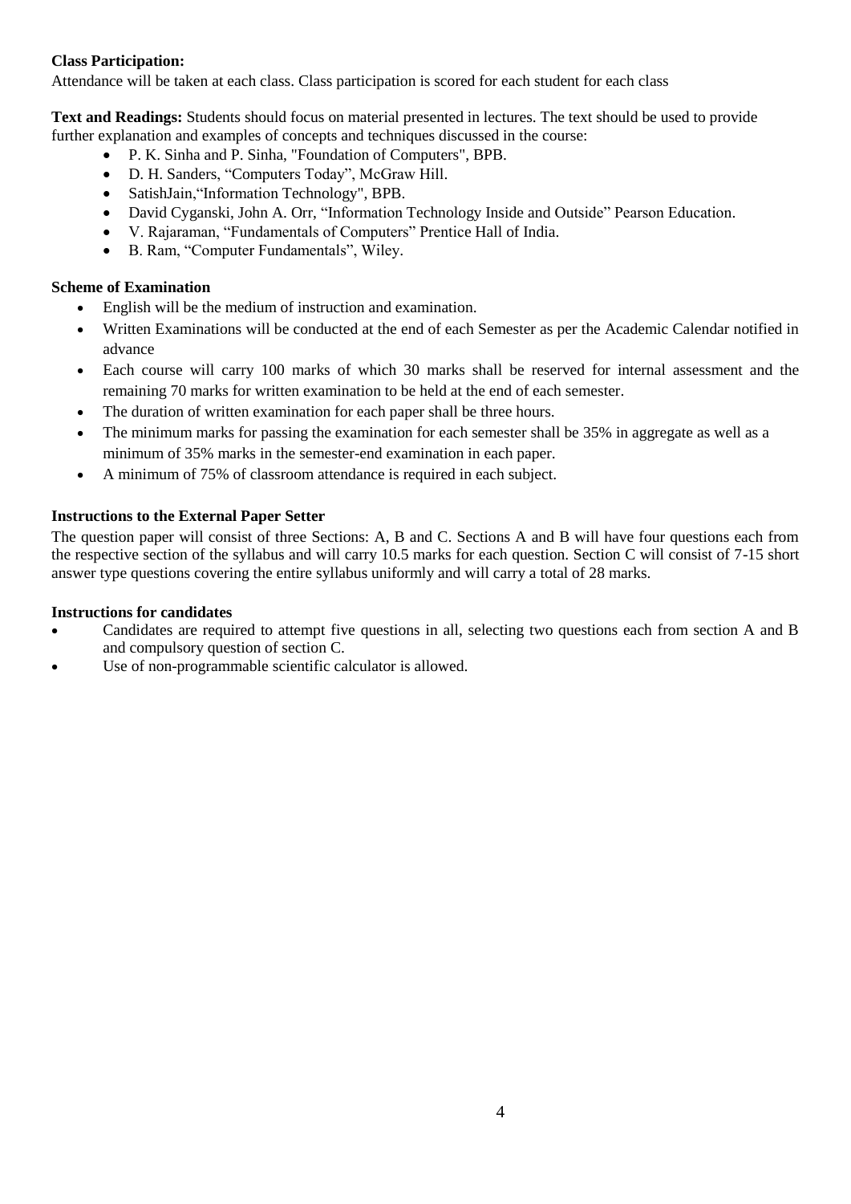**Class Participation:**
Attendance will be taken at each class. Class participation is scored for each student for each class

**Text and Readings:** Students should focus on material presented in lectures. The text should be used to provide further explanation and examples of concepts and techniques discussed in the course:

- P. K. Sinha and P. Sinha, "Foundation of Computers", BPB.
- D. H. Sanders, "Computers Today", McGraw Hill.
- SatishJain,"Information Technology", BPB.
- David Cyganski, John A. Orr, "Information Technology Inside and Outside" Pearson Education.
- V. Rajaraman, "Fundamentals of Computers" Prentice Hall of India.
- B. Ram, "Computer Fundamentals", Wiley.

**Scheme of Examination**

- English will be the medium of instruction and examination.
- Written Examinations will be conducted at the end of each Semester as per the Academic Calendar notified in advance
- Each course will carry 100 marks of which 30 marks shall be reserved for internal assessment and the remaining 70 marks for written examination to be held at the end of each semester.
- The duration of written examination for each paper shall be three hours.
- The minimum marks for passing the examination for each semester shall be 35% in aggregate as well as a minimum of 35% marks in the semester-end examination in each paper.
- A minimum of 75% of classroom attendance is required in each subject.

**Instructions to the External Paper Setter**

The question paper will consist of three Sections: A, B and C. Sections A and B will have four questions each from the respective section of the syllabus and will carry 10.5 marks for each question. Section C will consist of 7-15 short answer type questions covering the entire syllabus uniformly and will carry a total of 28 marks.

**Instructions for candidates**

- Candidates are required to attempt five questions in all, selecting two questions each from section A and B and compulsory question of section C.
- Use of non-programmable scientific calculator is allowed.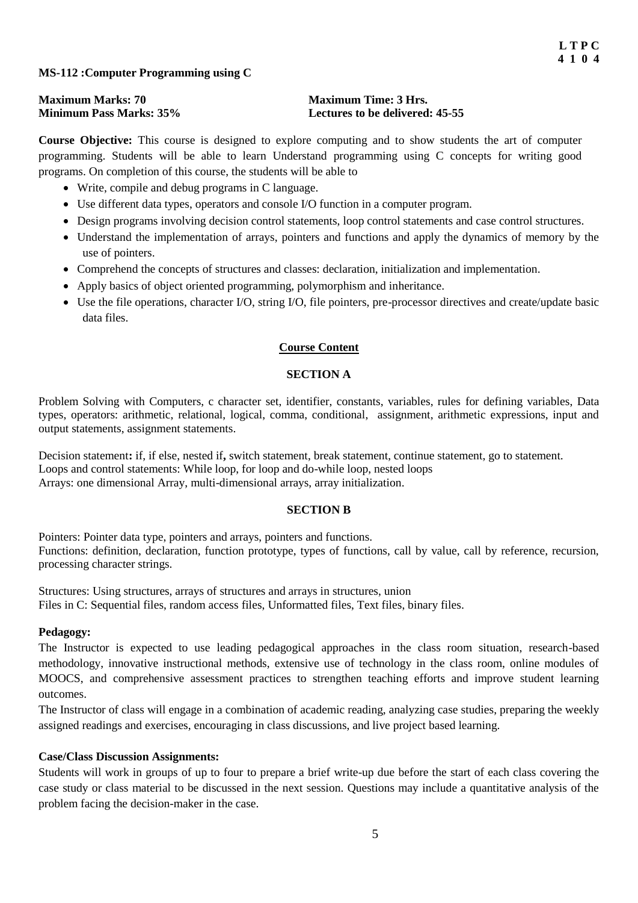**L T P C**
**4 1 0 4**

**MS-112 :Computer Programming using C**

**Maximum Marks: 70** **Maximum Time: 3 Hrs.**
**Minimum Pass Marks: 35%** **Lectures to be delivered: 45-55**

**Course Objective:** This course is designed to explore computing and to show students the art of computer programming. Students will be able to learn Understand programming using C concepts for writing good programs. On completion of this course, the students will be able to

- Write, compile and debug programs in C language.
- Use different data types, operators and console I/O function in a computer program.
- Design programs involving decision control statements, loop control statements and case control structures.
- Understand the implementation of arrays, pointers and functions and apply the dynamics of memory by the use of pointers.
- Comprehend the concepts of structures and classes: declaration, initialization and implementation.
- Apply basics of object oriented programming, polymorphism and inheritance.
- Use the file operations, character I/O, string I/O, file pointers, pre-processor directives and create/update basic data files.

## Course Content

### SECTION A

Problem Solving with Computers, c character set, identifier, constants, variables, rules for defining variables, Data types, operators: arithmetic, relational, logical, comma, conditional, assignment, arithmetic expressions, input and output statements, assignment statements.

Decision statement**:** if, if else, nested if**,** switch statement, break statement, continue statement, go to statement.
Loops and control statements: While loop, for loop and do-while loop, nested loops
Arrays: one dimensional Array, multi-dimensional arrays, array initialization.

### SECTION B

Pointers: Pointer data type, pointers and arrays, pointers and functions.
Functions: definition, declaration, function prototype, types of functions, call by value, call by reference, recursion, processing character strings.

Structures: Using structures, arrays of structures and arrays in structures, union
Files in C: Sequential files, random access files, Unformatted files, Text files, binary files.

**Pedagogy:**

The Instructor is expected to use leading pedagogical approaches in the class room situation, research-based methodology, innovative instructional methods, extensive use of technology in the class room, online modules of MOOCS, and comprehensive assessment practices to strengthen teaching efforts and improve student learning outcomes.

The Instructor of class will engage in a combination of academic reading, analyzing case studies, preparing the weekly assigned readings and exercises, encouraging in class discussions, and live project based learning.

**Case/Class Discussion Assignments:**

Students will work in groups of up to four to prepare a brief write-up due before the start of each class covering the case study or class material to be discussed in the next session. Questions may include a quantitative analysis of the problem facing the decision-maker in the case.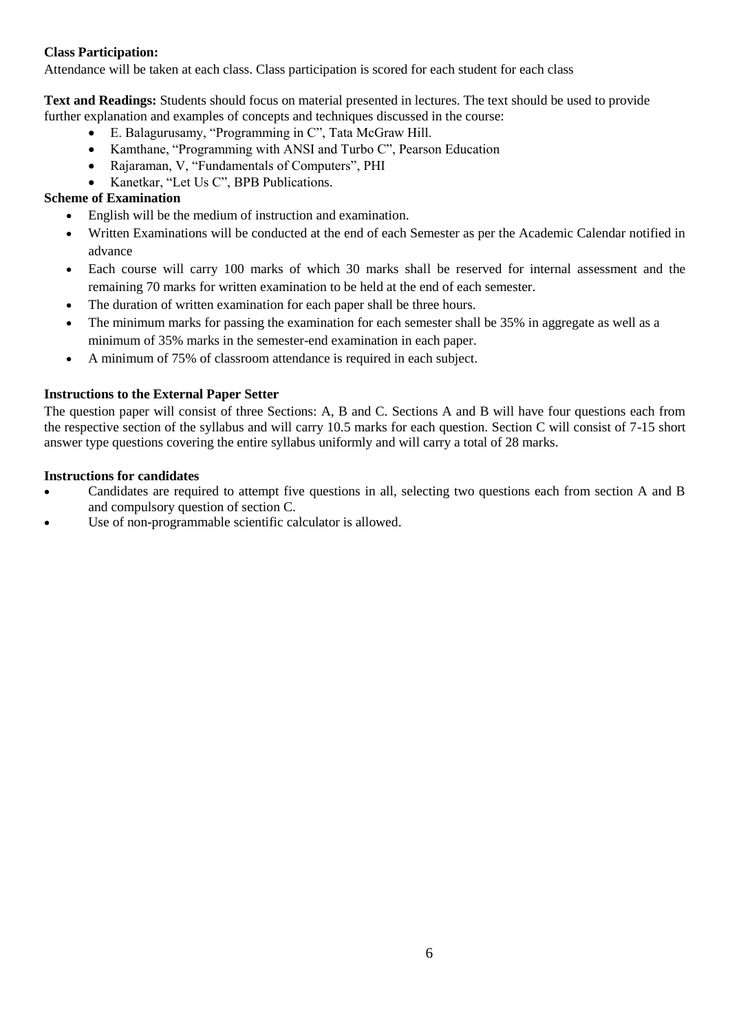**Class Participation:**
Attendance will be taken at each class. Class participation is scored for each student for each class

**Text and Readings:** Students should focus on material presented in lectures. The text should be used to provide further explanation and examples of concepts and techniques discussed in the course:

- E. Balagurusamy, "Programming in C", Tata McGraw Hill.
- Kamthane, "Programming with ANSI and Turbo C", Pearson Education
- Rajaraman, V, "Fundamentals of Computers", PHI
- Kanetkar, "Let Us C", BPB Publications.

**Scheme of Examination**

- English will be the medium of instruction and examination.
- Written Examinations will be conducted at the end of each Semester as per the Academic Calendar notified in advance
- Each course will carry 100 marks of which 30 marks shall be reserved for internal assessment and the remaining 70 marks for written examination to be held at the end of each semester.
- The duration of written examination for each paper shall be three hours.
- The minimum marks for passing the examination for each semester shall be 35% in aggregate as well as a minimum of 35% marks in the semester-end examination in each paper.
- A minimum of 75% of classroom attendance is required in each subject.

**Instructions to the External Paper Setter**

The question paper will consist of three Sections: A, B and C. Sections A and B will have four questions each from the respective section of the syllabus and will carry 10.5 marks for each question. Section C will consist of 7-15 short answer type questions covering the entire syllabus uniformly and will carry a total of 28 marks.

**Instructions for candidates**

- Candidates are required to attempt five questions in all, selecting two questions each from section A and B and compulsory question of section C.
- Use of non-programmable scientific calculator is allowed.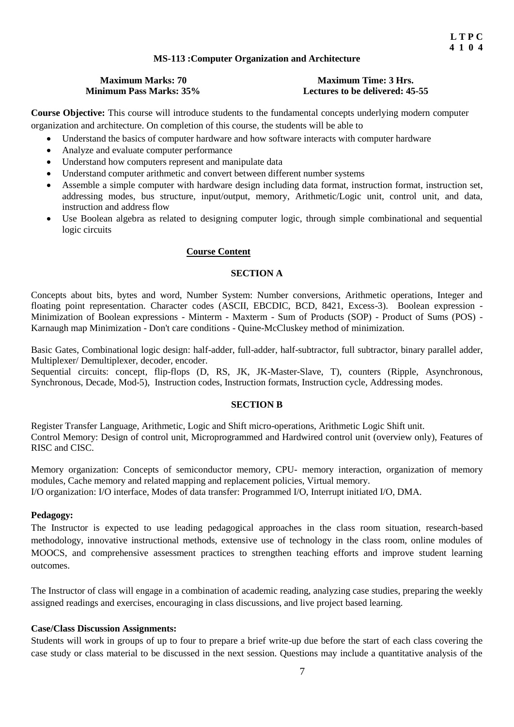**L T P C**
**4 1 0 4**

## MS-113 :Computer Organization and Architecture

**Maximum Marks: 70** | **Maximum Time: 3 Hrs.**
**Minimum Pass Marks: 35%** | **Lectures to be delivered: 45-55**

**Course Objective:** This course will introduce students to the fundamental concepts underlying modern computer organization and architecture. On completion of this course, the students will be able to

- Understand the basics of computer hardware and how software interacts with computer hardware
- Analyze and evaluate computer performance
- Understand how computers represent and manipulate data
- Understand computer arithmetic and convert between different number systems
- Assemble a simple computer with hardware design including data format, instruction format, instruction set, addressing modes, bus structure, input/output, memory, Arithmetic/Logic unit, control unit, and data, instruction and address flow
- Use Boolean algebra as related to designing computer logic, through simple combinational and sequential logic circuits

### Course Content

#### SECTION A

Concepts about bits, bytes and word, Number System: Number conversions, Arithmetic operations, Integer and floating point representation. Character codes (ASCII, EBCDIC, BCD, 8421, Excess-3). Boolean expression - Minimization of Boolean expressions - Minterm - Maxterm - Sum of Products (SOP) - Product of Sums (POS) - Karnaugh map Minimization - Don't care conditions - Quine-McCluskey method of minimization.

Basic Gates, Combinational logic design: half-adder, full-adder, half-subtractor, full subtractor, binary parallel adder, Multiplexer/ Demultiplexer, decoder, encoder.
Sequential circuits: concept, flip-flops (D, RS, JK, JK-Master-Slave, T), counters (Ripple, Asynchronous, Synchronous, Decade, Mod-5), Instruction codes, Instruction formats, Instruction cycle, Addressing modes.

#### SECTION B

Register Transfer Language, Arithmetic, Logic and Shift micro-operations, Arithmetic Logic Shift unit.
Control Memory: Design of control unit, Microprogrammed and Hardwired control unit (overview only), Features of RISC and CISC.

Memory organization: Concepts of semiconductor memory, CPU- memory interaction, organization of memory modules, Cache memory and related mapping and replacement policies, Virtual memory.
I/O organization: I/O interface, Modes of data transfer: Programmed I/O, Interrupt initiated I/O, DMA.

**Pedagogy:**

The Instructor is expected to use leading pedagogical approaches in the class room situation, research-based methodology, innovative instructional methods, extensive use of technology in the class room, online modules of MOOCS, and comprehensive assessment practices to strengthen teaching efforts and improve student learning outcomes.

The Instructor of class will engage in a combination of academic reading, analyzing case studies, preparing the weekly assigned readings and exercises, encouraging in class discussions, and live project based learning.

**Case/Class Discussion Assignments:**

Students will work in groups of up to four to prepare a brief write-up due before the start of each class covering the case study or class material to be discussed in the next session. Questions may include a quantitative analysis of the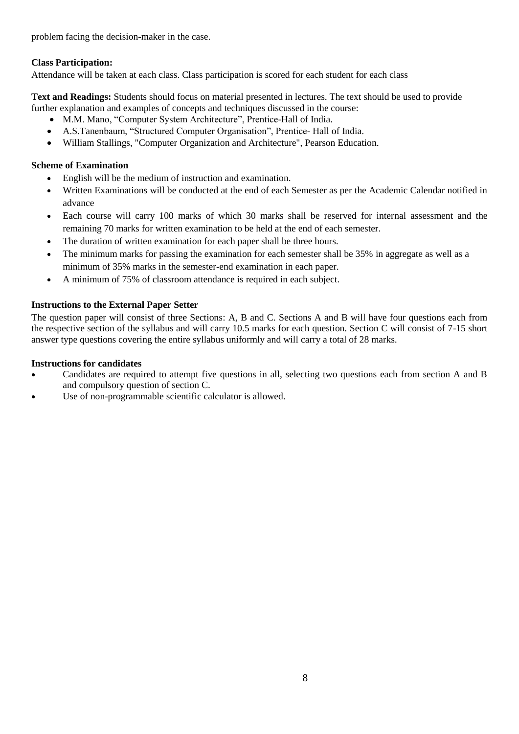problem facing the decision-maker in the case.

**Class Participation:**
Attendance will be taken at each class. Class participation is scored for each student for each class

**Text and Readings:** Students should focus on material presented in lectures. The text should be used to provide further explanation and examples of concepts and techniques discussed in the course:

- M.M. Mano, "Computer System Architecture", Prentice-Hall of India.
- A.S.Tanenbaum, "Structured Computer Organisation", Prentice- Hall of India.
- William Stallings, "Computer Organization and Architecture", Pearson Education.

**Scheme of Examination**

- English will be the medium of instruction and examination.
- Written Examinations will be conducted at the end of each Semester as per the Academic Calendar notified in advance
- Each course will carry 100 marks of which 30 marks shall be reserved for internal assessment and the remaining 70 marks for written examination to be held at the end of each semester.
- The duration of written examination for each paper shall be three hours.
- The minimum marks for passing the examination for each semester shall be 35% in aggregate as well as a minimum of 35% marks in the semester-end examination in each paper.
- A minimum of 75% of classroom attendance is required in each subject.

**Instructions to the External Paper Setter**

The question paper will consist of three Sections: A, B and C. Sections A and B will have four questions each from the respective section of the syllabus and will carry 10.5 marks for each question. Section C will consist of 7-15 short answer type questions covering the entire syllabus uniformly and will carry a total of 28 marks.

**Instructions for candidates**

- Candidates are required to attempt five questions in all, selecting two questions each from section A and B and compulsory question of section C.
- Use of non-programmable scientific calculator is allowed.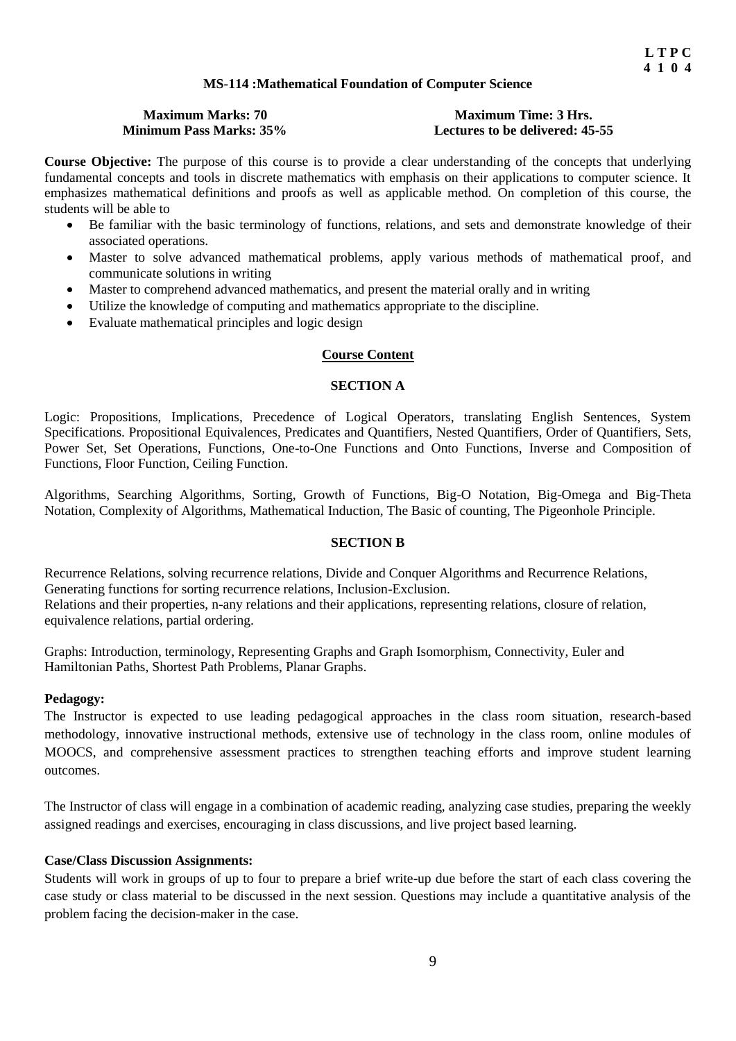**L T P C**
**4 1 0 4**

## MS-114 :Mathematical Foundation of Computer Science

**Maximum Marks: 70**
**Minimum Pass Marks: 35%**

**Maximum Time: 3 Hrs.**
**Lectures to be delivered: 45-55**

**Course Objective:** The purpose of this course is to provide a clear understanding of the concepts that underlying fundamental concepts and tools in discrete mathematics with emphasis on their applications to computer science. It emphasizes mathematical definitions and proofs as well as applicable method. On completion of this course, the students will be able to

- Be familiar with the basic terminology of functions, relations, and sets and demonstrate knowledge of their associated operations.
- Master to solve advanced mathematical problems, apply various methods of mathematical proof, and communicate solutions in writing
- Master to comprehend advanced mathematics, and present the material orally and in writing
- Utilize the knowledge of computing and mathematics appropriate to the discipline.
- Evaluate mathematical principles and logic design

### Course Content

### SECTION A

Logic: Propositions, Implications, Precedence of Logical Operators, translating English Sentences, System Specifications. Propositional Equivalences, Predicates and Quantifiers, Nested Quantifiers, Order of Quantifiers, Sets, Power Set, Set Operations, Functions, One-to-One Functions and Onto Functions, Inverse and Composition of Functions, Floor Function, Ceiling Function.

Algorithms, Searching Algorithms, Sorting, Growth of Functions, Big-O Notation, Big-Omega and Big-Theta Notation, Complexity of Algorithms, Mathematical Induction, The Basic of counting, The Pigeonhole Principle.

### SECTION B

Recurrence Relations, solving recurrence relations, Divide and Conquer Algorithms and Recurrence Relations, Generating functions for sorting recurrence relations, Inclusion-Exclusion.
Relations and their properties, n-any relations and their applications, representing relations, closure of relation, equivalence relations, partial ordering.

Graphs: Introduction, terminology, Representing Graphs and Graph Isomorphism, Connectivity, Euler and Hamiltonian Paths, Shortest Path Problems, Planar Graphs.

**Pedagogy:**

The Instructor is expected to use leading pedagogical approaches in the class room situation, research-based methodology, innovative instructional methods, extensive use of technology in the class room, online modules of MOOCS, and comprehensive assessment practices to strengthen teaching efforts and improve student learning outcomes.

The Instructor of class will engage in a combination of academic reading, analyzing case studies, preparing the weekly assigned readings and exercises, encouraging in class discussions, and live project based learning.

**Case/Class Discussion Assignments:**

Students will work in groups of up to four to prepare a brief write-up due before the start of each class covering the case study or class material to be discussed in the next session. Questions may include a quantitative analysis of the problem facing the decision-maker in the case.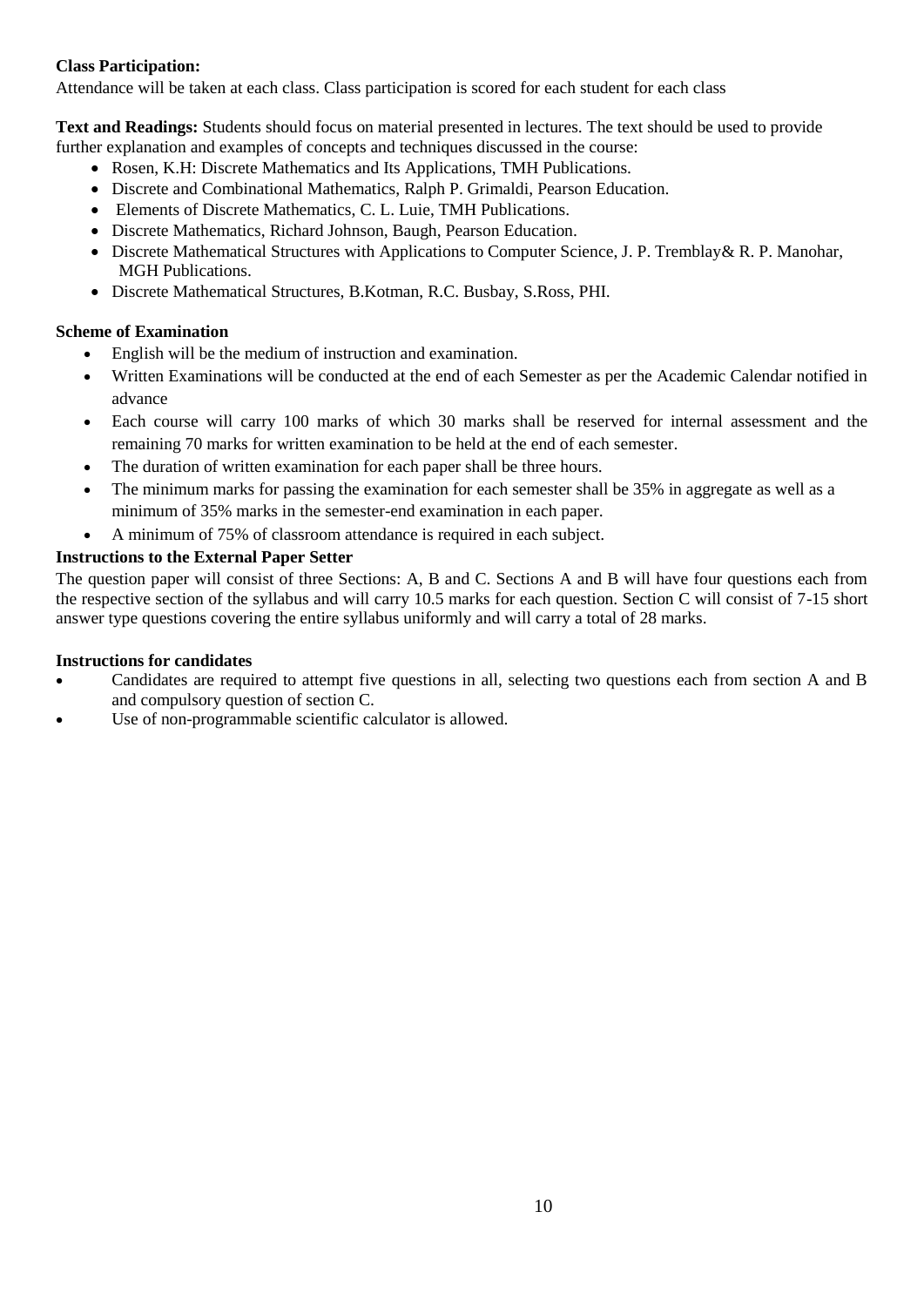**Class Participation:**
Attendance will be taken at each class. Class participation is scored for each student for each class

**Text and Readings:** Students should focus on material presented in lectures. The text should be used to provide further explanation and examples of concepts and techniques discussed in the course:

- Rosen, K.H: Discrete Mathematics and Its Applications, TMH Publications.
- Discrete and Combinational Mathematics, Ralph P. Grimaldi, Pearson Education.
- Elements of Discrete Mathematics, C. L. Luie, TMH Publications.
- Discrete Mathematics, Richard Johnson, Baugh, Pearson Education.
- Discrete Mathematical Structures with Applications to Computer Science, J. P. Tremblay& R. P. Manohar, MGH Publications.
- Discrete Mathematical Structures, B.Kotman, R.C. Busbay, S.Ross, PHI.

**Scheme of Examination**

- English will be the medium of instruction and examination.
- Written Examinations will be conducted at the end of each Semester as per the Academic Calendar notified in advance
- Each course will carry 100 marks of which 30 marks shall be reserved for internal assessment and the remaining 70 marks for written examination to be held at the end of each semester.
- The duration of written examination for each paper shall be three hours.
- The minimum marks for passing the examination for each semester shall be 35% in aggregate as well as a minimum of 35% marks in the semester-end examination in each paper.
- A minimum of 75% of classroom attendance is required in each subject.

**Instructions to the External Paper Setter**
The question paper will consist of three Sections: A, B and C. Sections A and B will have four questions each from the respective section of the syllabus and will carry 10.5 marks for each question. Section C will consist of 7-15 short answer type questions covering the entire syllabus uniformly and will carry a total of 28 marks.

**Instructions for candidates**

- Candidates are required to attempt five questions in all, selecting two questions each from section A and B and compulsory question of section C.
- Use of non-programmable scientific calculator is allowed.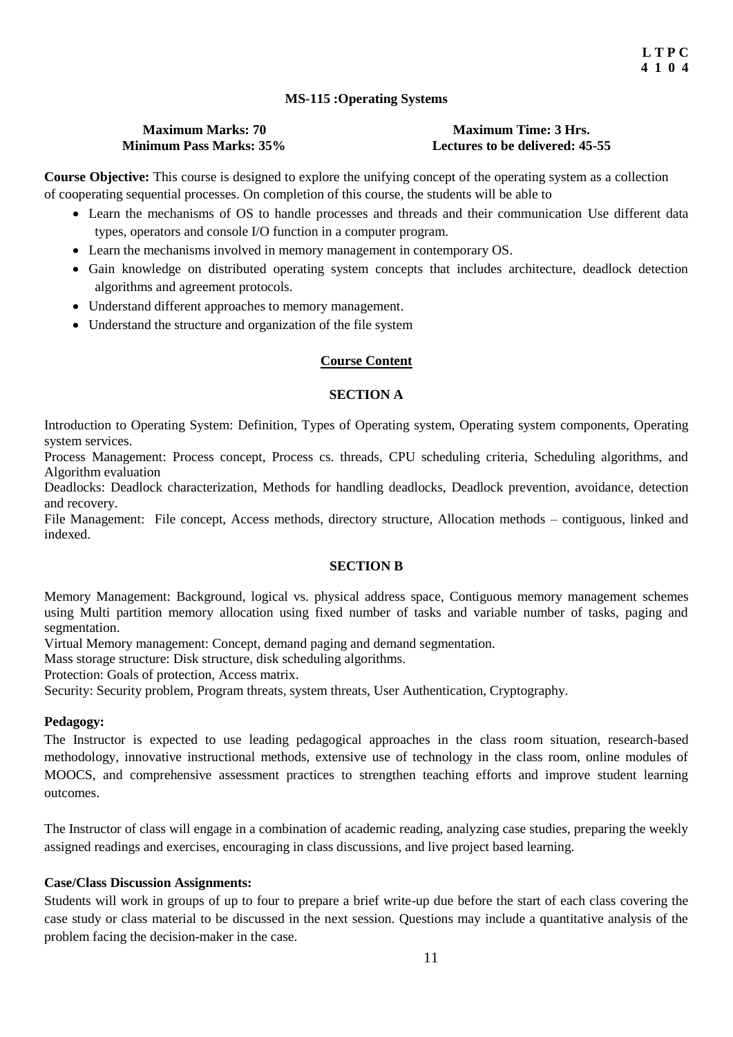**L T P C**
**4 1 0 4**

## MS-115 :Operating Systems

**Maximum Marks: 70** | **Maximum Time: 3 Hrs.**
**Minimum Pass Marks: 35%** | **Lectures to be delivered: 45-55**

**Course Objective:** This course is designed to explore the unifying concept of the operating system as a collection of cooperating sequential processes. On completion of this course, the students will be able to

- Learn the mechanisms of OS to handle processes and threads and their communication Use different data types, operators and console I/O function in a computer program.
- Learn the mechanisms involved in memory management in contemporary OS.
- Gain knowledge on distributed operating system concepts that includes architecture, deadlock detection algorithms and agreement protocols.
- Understand different approaches to memory management.
- Understand the structure and organization of the file system

### Course Content

### SECTION A

Introduction to Operating System: Definition, Types of Operating system, Operating system components, Operating system services.

Process Management: Process concept, Process cs. threads, CPU scheduling criteria, Scheduling algorithms, and Algorithm evaluation

Deadlocks: Deadlock characterization, Methods for handling deadlocks, Deadlock prevention, avoidance, detection and recovery.

File Management: File concept, Access methods, directory structure, Allocation methods – contiguous, linked and indexed.

### SECTION B

Memory Management: Background, logical vs. physical address space, Contiguous memory management schemes using Multi partition memory allocation using fixed number of tasks and variable number of tasks, paging and segmentation.

Virtual Memory management: Concept, demand paging and demand segmentation.

Mass storage structure: Disk structure, disk scheduling algorithms.

Protection: Goals of protection, Access matrix.

Security: Security problem, Program threats, system threats, User Authentication, Cryptography.

**Pedagogy:**

The Instructor is expected to use leading pedagogical approaches in the class room situation, research-based methodology, innovative instructional methods, extensive use of technology in the class room, online modules of MOOCS, and comprehensive assessment practices to strengthen teaching efforts and improve student learning outcomes.

The Instructor of class will engage in a combination of academic reading, analyzing case studies, preparing the weekly assigned readings and exercises, encouraging in class discussions, and live project based learning.

**Case/Class Discussion Assignments:**

Students will work in groups of up to four to prepare a brief write-up due before the start of each class covering the case study or class material to be discussed in the next session. Questions may include a quantitative analysis of the problem facing the decision-maker in the case.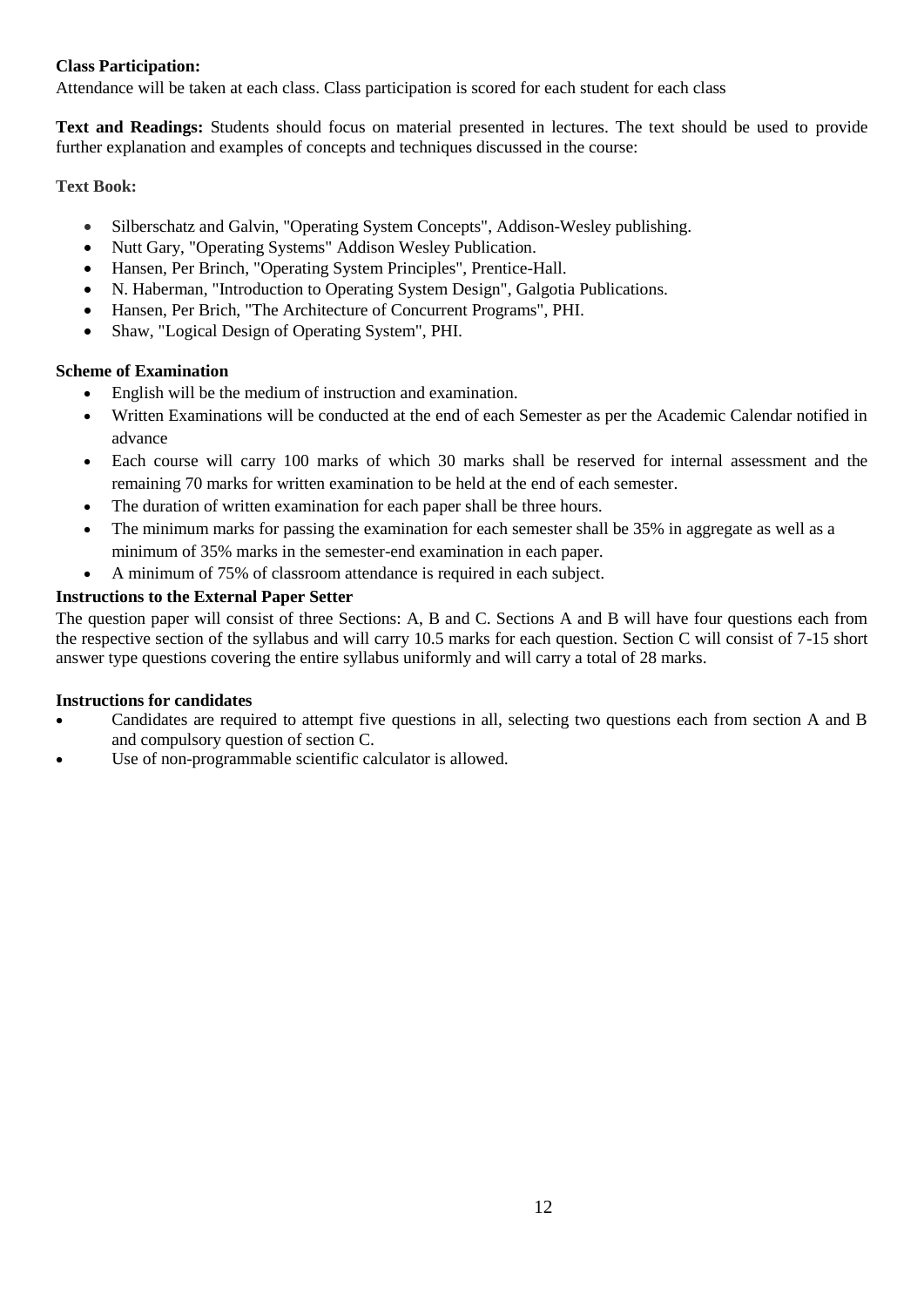**Class Participation:**
Attendance will be taken at each class. Class participation is scored for each student for each class

**Text and Readings:** Students should focus on material presented in lectures. The text should be used to provide further explanation and examples of concepts and techniques discussed in the course:

**Text Book:**

- Silberschatz and Galvin, "Operating System Concepts", Addison-Wesley publishing.
- Nutt Gary, "Operating Systems" Addison Wesley Publication.
- Hansen, Per Brinch, "Operating System Principles", Prentice-Hall.
- N. Haberman, "Introduction to Operating System Design", Galgotia Publications.
- Hansen, Per Brich, "The Architecture of Concurrent Programs", PHI.
- Shaw, "Logical Design of Operating System", PHI.

**Scheme of Examination**

- English will be the medium of instruction and examination.
- Written Examinations will be conducted at the end of each Semester as per the Academic Calendar notified in advance
- Each course will carry 100 marks of which 30 marks shall be reserved for internal assessment and the remaining 70 marks for written examination to be held at the end of each semester.
- The duration of written examination for each paper shall be three hours.
- The minimum marks for passing the examination for each semester shall be 35% in aggregate as well as a minimum of 35% marks in the semester-end examination in each paper.
- A minimum of 75% of classroom attendance is required in each subject.

**Instructions to the External Paper Setter**
The question paper will consist of three Sections: A, B and C. Sections A and B will have four questions each from the respective section of the syllabus and will carry 10.5 marks for each question. Section C will consist of 7-15 short answer type questions covering the entire syllabus uniformly and will carry a total of 28 marks.

**Instructions for candidates**

- Candidates are required to attempt five questions in all, selecting two questions each from section A and B and compulsory question of section C.
- Use of non-programmable scientific calculator is allowed.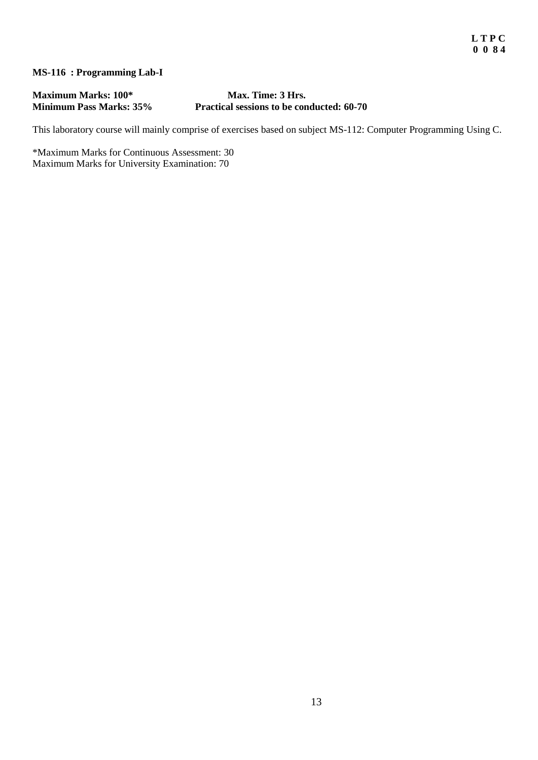**L T P C**
**0 0 8 4**

**MS-116 : Programming Lab-I**

**Maximum Marks: 100*** **Max. Time: 3 Hrs.**
**Minimum Pass Marks: 35%** **Practical sessions to be conducted: 60-70**

This laboratory course will mainly comprise of exercises based on subject MS-112: Computer Programming Using C.

*Maximum Marks for Continuous Assessment: 30
Maximum Marks for University Examination: 70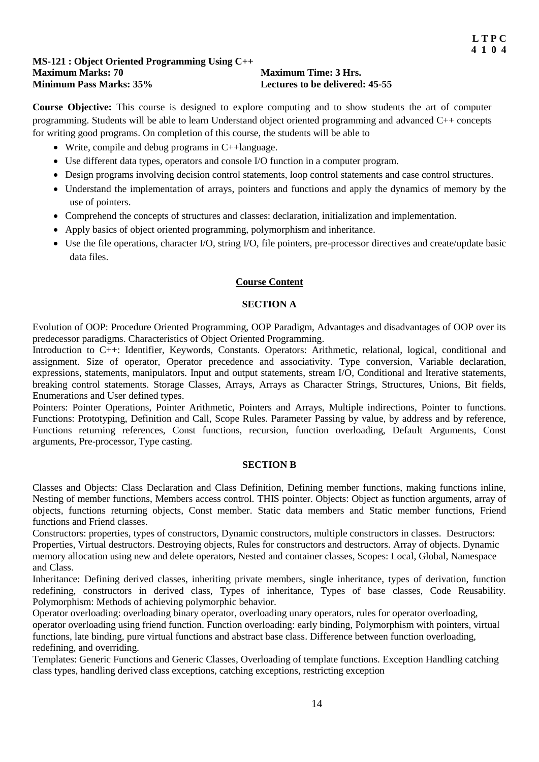**L T P C**
**4 1 0 4**

**MS-121 : Object Oriented Programming Using C++**

**Maximum Marks: 70** **Maximum Time: 3 Hrs.**
**Minimum Pass Marks: 35%** **Lectures to be delivered: 45-55**

**Course Objective:** This course is designed to explore computing and to show students the art of computer programming. Students will be able to learn Understand object oriented programming and advanced C++ concepts for writing good programs. On completion of this course, the students will be able to

- Write, compile and debug programs in C++language.
- Use different data types, operators and console I/O function in a computer program.
- Design programs involving decision control statements, loop control statements and case control structures.
- Understand the implementation of arrays, pointers and functions and apply the dynamics of memory by the use of pointers.
- Comprehend the concepts of structures and classes: declaration, initialization and implementation.
- Apply basics of object oriented programming, polymorphism and inheritance.
- Use the file operations, character I/O, string I/O, file pointers, pre-processor directives and create/update basic data files.

## Course Content

### SECTION A

Evolution of OOP: Procedure Oriented Programming, OOP Paradigm, Advantages and disadvantages of OOP over its predecessor paradigms. Characteristics of Object Oriented Programming.

Introduction to C++: Identifier, Keywords, Constants. Operators: Arithmetic, relational, logical, conditional and assignment. Size of operator, Operator precedence and associativity. Type conversion, Variable declaration, expressions, statements, manipulators. Input and output statements, stream I/O, Conditional and Iterative statements, breaking control statements. Storage Classes, Arrays, Arrays as Character Strings, Structures, Unions, Bit fields, Enumerations and User defined types.

Pointers: Pointer Operations, Pointer Arithmetic, Pointers and Arrays, Multiple indirections, Pointer to functions. Functions: Prototyping, Definition and Call, Scope Rules. Parameter Passing by value, by address and by reference, Functions returning references, Const functions, recursion, function overloading, Default Arguments, Const arguments, Pre-processor, Type casting.

### SECTION B

Classes and Objects: Class Declaration and Class Definition, Defining member functions, making functions inline, Nesting of member functions, Members access control. THIS pointer. Objects: Object as function arguments, array of objects, functions returning objects, Const member. Static data members and Static member functions, Friend functions and Friend classes.

Constructors: properties, types of constructors, Dynamic constructors, multiple constructors in classes. Destructors: Properties, Virtual destructors. Destroying objects, Rules for constructors and destructors. Array of objects. Dynamic memory allocation using new and delete operators, Nested and container classes, Scopes: Local, Global, Namespace and Class.

Inheritance: Defining derived classes, inheriting private members, single inheritance, types of derivation, function redefining, constructors in derived class, Types of inheritance, Types of base classes, Code Reusability. Polymorphism: Methods of achieving polymorphic behavior.

Operator overloading: overloading binary operator, overloading unary operators, rules for operator overloading, operator overloading using friend function. Function overloading: early binding, Polymorphism with pointers, virtual functions, late binding, pure virtual functions and abstract base class. Difference between function overloading, redefining, and overriding.

Templates: Generic Functions and Generic Classes, Overloading of template functions. Exception Handling catching class types, handling derived class exceptions, catching exceptions, restricting exception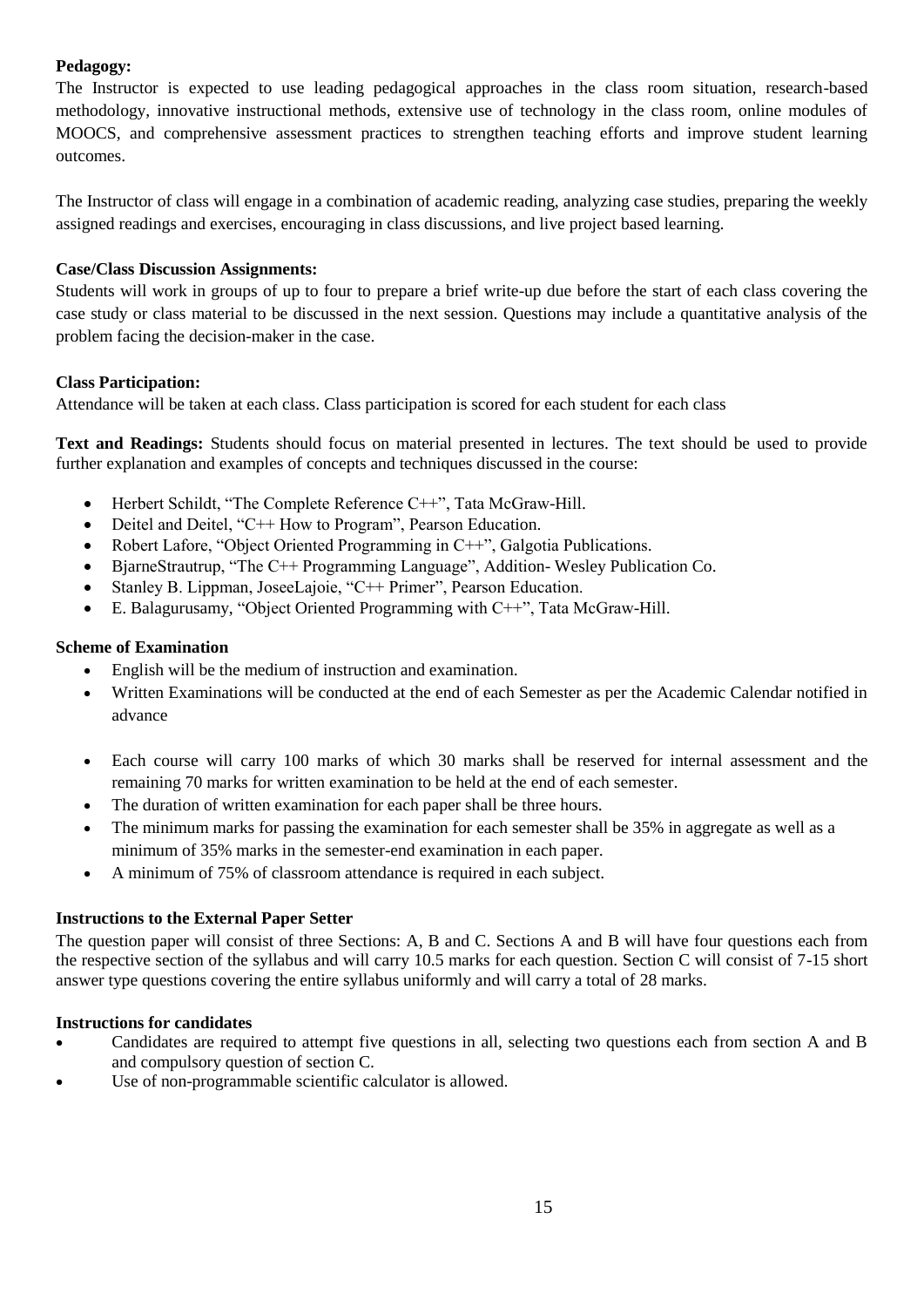**Pedagogy:**

The Instructor is expected to use leading pedagogical approaches in the class room situation, research-based methodology, innovative instructional methods, extensive use of technology in the class room, online modules of MOOCS, and comprehensive assessment practices to strengthen teaching efforts and improve student learning outcomes.

The Instructor of class will engage in a combination of academic reading, analyzing case studies, preparing the weekly assigned readings and exercises, encouraging in class discussions, and live project based learning.

**Case/Class Discussion Assignments:**

Students will work in groups of up to four to prepare a brief write-up due before the start of each class covering the case study or class material to be discussed in the next session. Questions may include a quantitative analysis of the problem facing the decision-maker in the case.

**Class Participation:**

Attendance will be taken at each class. Class participation is scored for each student for each class

**Text and Readings:** Students should focus on material presented in lectures. The text should be used to provide further explanation and examples of concepts and techniques discussed in the course:

- Herbert Schildt, "The Complete Reference C++", Tata McGraw-Hill.
- Deitel and Deitel, "C++ How to Program", Pearson Education.
- Robert Lafore, "Object Oriented Programming in C++", Galgotia Publications.
- BjarneStrautrup, "The C++ Programming Language", Addition- Wesley Publication Co.
- Stanley B. Lippman, JoseeLajoie, "C++ Primer", Pearson Education.
- E. Balagurusamy, "Object Oriented Programming with C++", Tata McGraw-Hill.

**Scheme of Examination**

- English will be the medium of instruction and examination.
- Written Examinations will be conducted at the end of each Semester as per the Academic Calendar notified in advance
- Each course will carry 100 marks of which 30 marks shall be reserved for internal assessment and the remaining 70 marks for written examination to be held at the end of each semester.
- The duration of written examination for each paper shall be three hours.
- The minimum marks for passing the examination for each semester shall be 35% in aggregate as well as a minimum of 35% marks in the semester-end examination in each paper.
- A minimum of 75% of classroom attendance is required in each subject.

**Instructions to the External Paper Setter**

The question paper will consist of three Sections: A, B and C. Sections A and B will have four questions each from the respective section of the syllabus and will carry 10.5 marks for each question. Section C will consist of 7-15 short answer type questions covering the entire syllabus uniformly and will carry a total of 28 marks.

**Instructions for candidates**

- Candidates are required to attempt five questions in all, selecting two questions each from section A and B and compulsory question of section C.
- Use of non-programmable scientific calculator is allowed.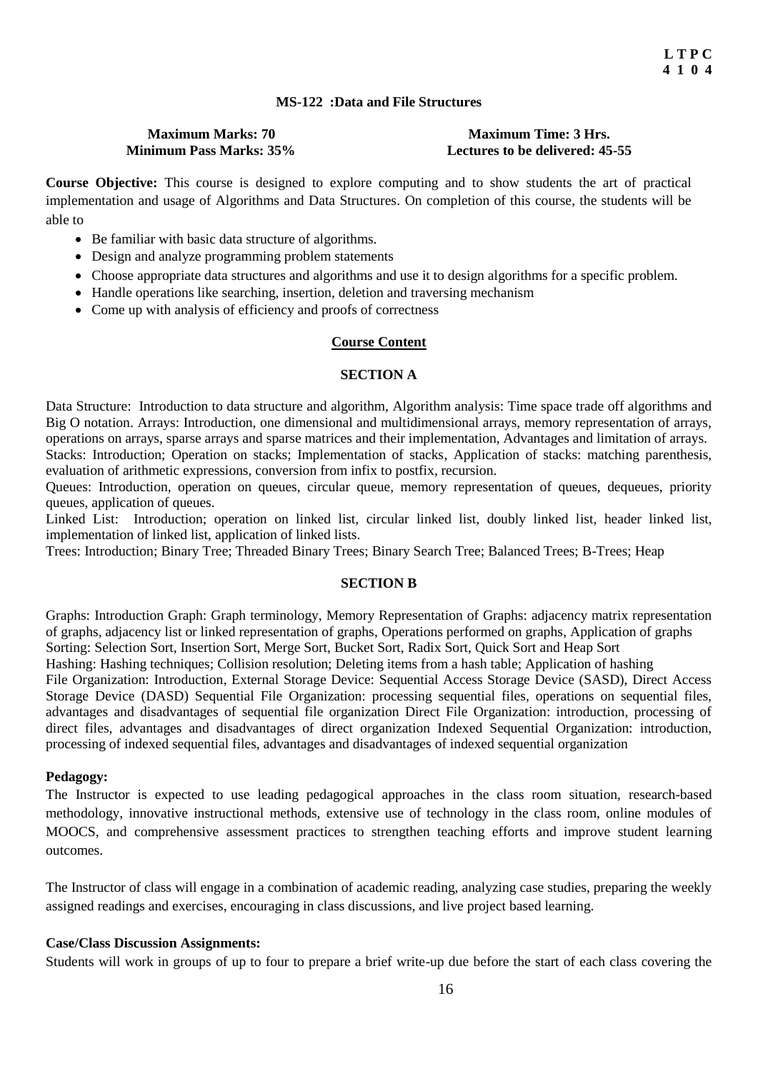**L T P C**
**4 1 0 4**

## MS-122 :Data and File Structures

**Maximum Marks: 70** | **Maximum Time: 3 Hrs.**
**Minimum Pass Marks: 35%** | **Lectures to be delivered: 45-55**

**Course Objective:** This course is designed to explore computing and to show students the art of practical implementation and usage of Algorithms and Data Structures. On completion of this course, the students will be able to

- Be familiar with basic data structure of algorithms.
- Design and analyze programming problem statements
- Choose appropriate data structures and algorithms and use it to design algorithms for a specific problem.
- Handle operations like searching, insertion, deletion and traversing mechanism
- Come up with analysis of efficiency and proofs of correctness

### Course Content

### SECTION A

Data Structure: Introduction to data structure and algorithm, Algorithm analysis: Time space trade off algorithms and Big O notation. Arrays: Introduction, one dimensional and multidimensional arrays, memory representation of arrays, operations on arrays, sparse arrays and sparse matrices and their implementation, Advantages and limitation of arrays.
Stacks: Introduction; Operation on stacks; Implementation of stacks, Application of stacks: matching parenthesis, evaluation of arithmetic expressions, conversion from infix to postfix, recursion.
Queues: Introduction, operation on queues, circular queue, memory representation of queues, dequeues, priority queues, application of queues.
Linked List: Introduction; operation on linked list, circular linked list, doubly linked list, header linked list, implementation of linked list, application of linked lists.
Trees: Introduction; Binary Tree; Threaded Binary Trees; Binary Search Tree; Balanced Trees; B-Trees; Heap

### SECTION B

Graphs: Introduction Graph: Graph terminology, Memory Representation of Graphs: adjacency matrix representation of graphs, adjacency list or linked representation of graphs, Operations performed on graphs, Application of graphs
Sorting: Selection Sort, Insertion Sort, Merge Sort, Bucket Sort, Radix Sort, Quick Sort and Heap Sort
Hashing: Hashing techniques; Collision resolution; Deleting items from a hash table; Application of hashing
File Organization: Introduction, External Storage Device: Sequential Access Storage Device (SASD), Direct Access Storage Device (DASD) Sequential File Organization: processing sequential files, operations on sequential files, advantages and disadvantages of sequential file organization Direct File Organization: introduction, processing of direct files, advantages and disadvantages of direct organization Indexed Sequential Organization: introduction, processing of indexed sequential files, advantages and disadvantages of indexed sequential organization

**Pedagogy:**

The Instructor is expected to use leading pedagogical approaches in the class room situation, research-based methodology, innovative instructional methods, extensive use of technology in the class room, online modules of MOOCS, and comprehensive assessment practices to strengthen teaching efforts and improve student learning outcomes.

The Instructor of class will engage in a combination of academic reading, analyzing case studies, preparing the weekly assigned readings and exercises, encouraging in class discussions, and live project based learning.

**Case/Class Discussion Assignments:**

Students will work in groups of up to four to prepare a brief write-up due before the start of each class covering the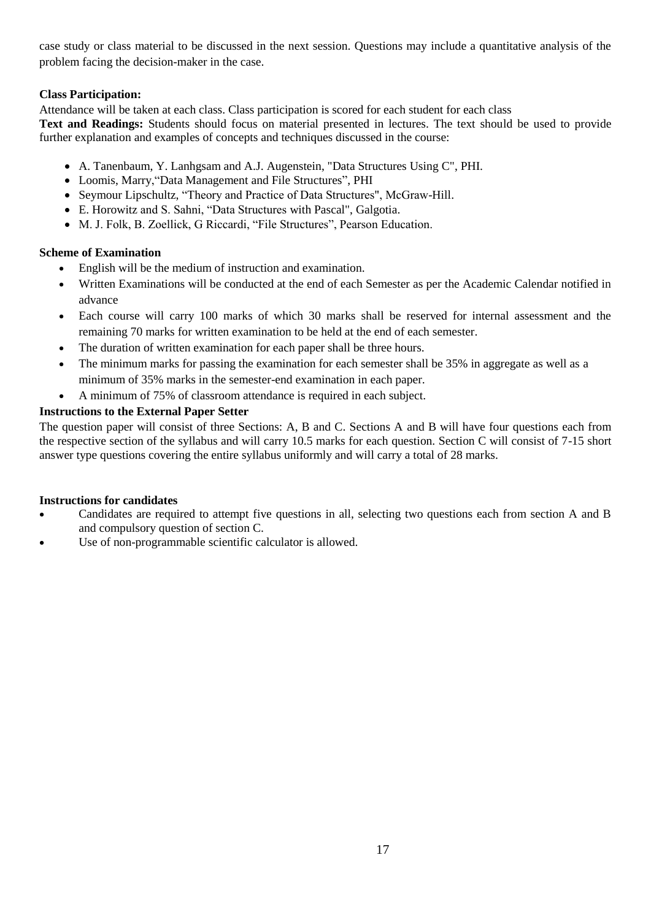case study or class material to be discussed in the next session. Questions may include a quantitative analysis of the problem facing the decision-maker in the case.

**Class Participation:**

Attendance will be taken at each class. Class participation is scored for each student for each class

**Text and Readings:** Students should focus on material presented in lectures. The text should be used to provide further explanation and examples of concepts and techniques discussed in the course:

- A. Tanenbaum, Y. Lanhgsam and A.J. Augenstein, "Data Structures Using C", PHI.
- Loomis, Marry,"Data Management and File Structures", PHI
- Seymour Lipschultz, "Theory and Practice of Data Structures", McGraw-Hill.
- E. Horowitz and S. Sahni, "Data Structures with Pascal", Galgotia.
- M. J. Folk, B. Zoellick, G Riccardi, "File Structures", Pearson Education.

**Scheme of Examination**

- English will be the medium of instruction and examination.
- Written Examinations will be conducted at the end of each Semester as per the Academic Calendar notified in advance
- Each course will carry 100 marks of which 30 marks shall be reserved for internal assessment and the remaining 70 marks for written examination to be held at the end of each semester.
- The duration of written examination for each paper shall be three hours.
- The minimum marks for passing the examination for each semester shall be 35% in aggregate as well as a minimum of 35% marks in the semester-end examination in each paper.
- A minimum of 75% of classroom attendance is required in each subject.

**Instructions to the External Paper Setter**

The question paper will consist of three Sections: A, B and C. Sections A and B will have four questions each from the respective section of the syllabus and will carry 10.5 marks for each question. Section C will consist of 7-15 short answer type questions covering the entire syllabus uniformly and will carry a total of 28 marks.

**Instructions for candidates**

- Candidates are required to attempt five questions in all, selecting two questions each from section A and B and compulsory question of section C.
- Use of non-programmable scientific calculator is allowed.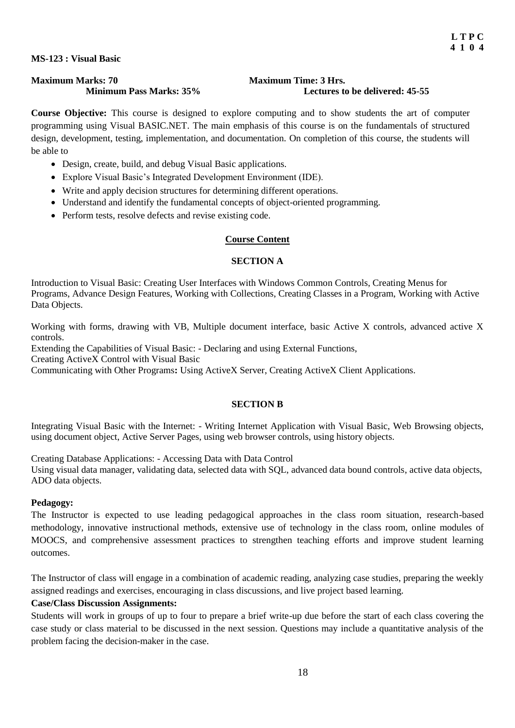**L T P C**
**4 1 0 4**

**MS-123 : Visual Basic**

**Maximum Marks: 70** **Maximum Time: 3 Hrs.**
**Minimum Pass Marks: 35%** **Lectures to be delivered: 45-55**

**Course Objective:** This course is designed to explore computing and to show students the art of computer programming using Visual BASIC.NET. The main emphasis of this course is on the fundamentals of structured design, development, testing, implementation, and documentation. On completion of this course, the students will be able to

- Design, create, build, and debug Visual Basic applications.
- Explore Visual Basic's Integrated Development Environment (IDE).
- Write and apply decision structures for determining different operations.
- Understand and identify the fundamental concepts of object-oriented programming.
- Perform tests, resolve defects and revise existing code.

## Course Content

### SECTION A

Introduction to Visual Basic: Creating User Interfaces with Windows Common Controls, Creating Menus for Programs, Advance Design Features, Working with Collections, Creating Classes in a Program, Working with Active Data Objects.

Working with forms, drawing with VB, Multiple document interface, basic Active X controls, advanced active X controls.
Extending the Capabilities of Visual Basic: - Declaring and using External Functions,
Creating ActiveX Control with Visual Basic
Communicating with Other Programs**:** Using ActiveX Server, Creating ActiveX Client Applications.

### SECTION B

Integrating Visual Basic with the Internet: - Writing Internet Application with Visual Basic, Web Browsing objects, using document object, Active Server Pages, using web browser controls, using history objects.

Creating Database Applications: - Accessing Data with Data Control
Using visual data manager, validating data, selected data with SQL, advanced data bound controls, active data objects, ADO data objects.

**Pedagogy:**
The Instructor is expected to use leading pedagogical approaches in the class room situation, research-based methodology, innovative instructional methods, extensive use of technology in the class room, online modules of MOOCS, and comprehensive assessment practices to strengthen teaching efforts and improve student learning outcomes.

The Instructor of class will engage in a combination of academic reading, analyzing case studies, preparing the weekly assigned readings and exercises, encouraging in class discussions, and live project based learning.

**Case/Class Discussion Assignments:**
Students will work in groups of up to four to prepare a brief write-up due before the start of each class covering the case study or class material to be discussed in the next session. Questions may include a quantitative analysis of the problem facing the decision-maker in the case.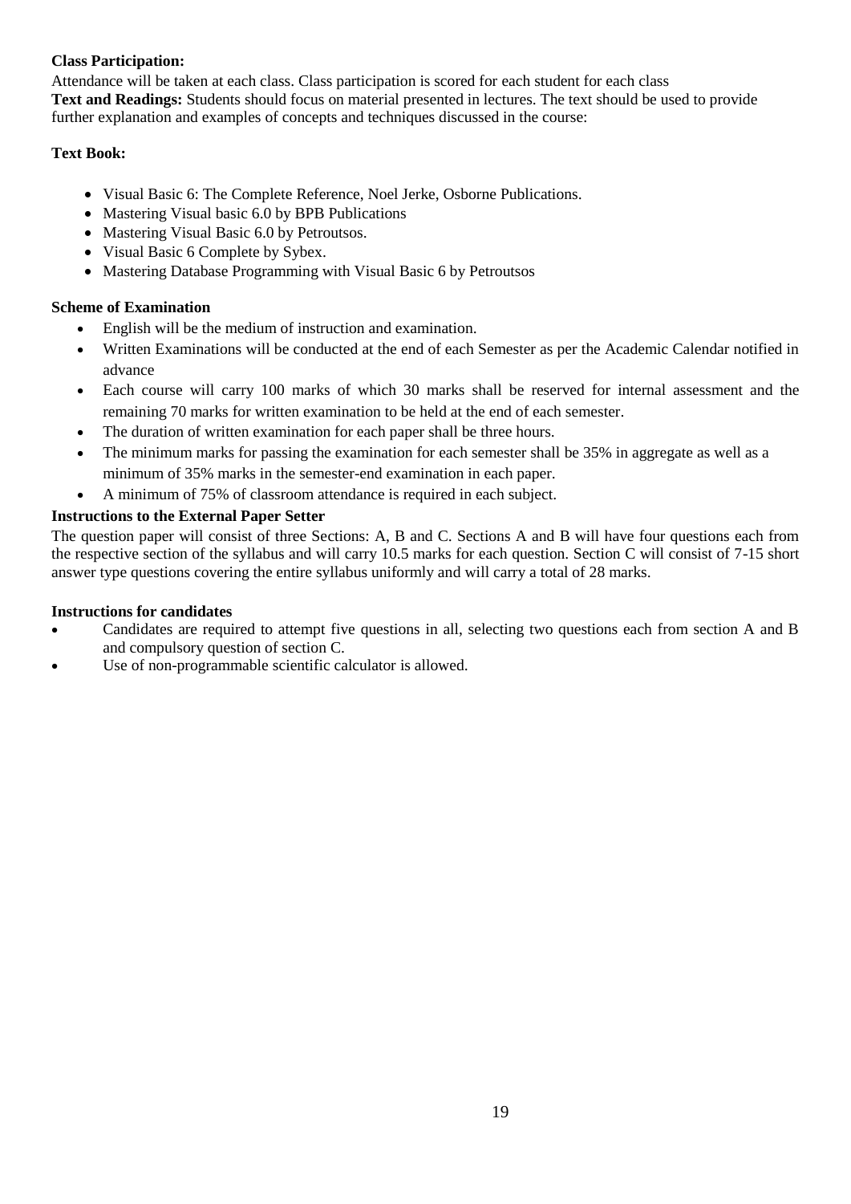**Class Participation:**

Attendance will be taken at each class. Class participation is scored for each student for each class

**Text and Readings:** Students should focus on material presented in lectures. The text should be used to provide further explanation and examples of concepts and techniques discussed in the course:

**Text Book:**

- Visual Basic 6: The Complete Reference, Noel Jerke, Osborne Publications.
- Mastering Visual basic 6.0 by BPB Publications
- Mastering Visual Basic 6.0 by Petroutsos.
- Visual Basic 6 Complete by Sybex.
- Mastering Database Programming with Visual Basic 6 by Petroutsos

**Scheme of Examination**

- English will be the medium of instruction and examination.
- Written Examinations will be conducted at the end of each Semester as per the Academic Calendar notified in advance
- Each course will carry 100 marks of which 30 marks shall be reserved for internal assessment and the remaining 70 marks for written examination to be held at the end of each semester.
- The duration of written examination for each paper shall be three hours.
- The minimum marks for passing the examination for each semester shall be 35% in aggregate as well as a minimum of 35% marks in the semester-end examination in each paper.
- A minimum of 75% of classroom attendance is required in each subject.

**Instructions to the External Paper Setter**

The question paper will consist of three Sections: A, B and C. Sections A and B will have four questions each from the respective section of the syllabus and will carry 10.5 marks for each question. Section C will consist of 7-15 short answer type questions covering the entire syllabus uniformly and will carry a total of 28 marks.

**Instructions for candidates**

- Candidates are required to attempt five questions in all, selecting two questions each from section A and B and compulsory question of section C.
- Use of non-programmable scientific calculator is allowed.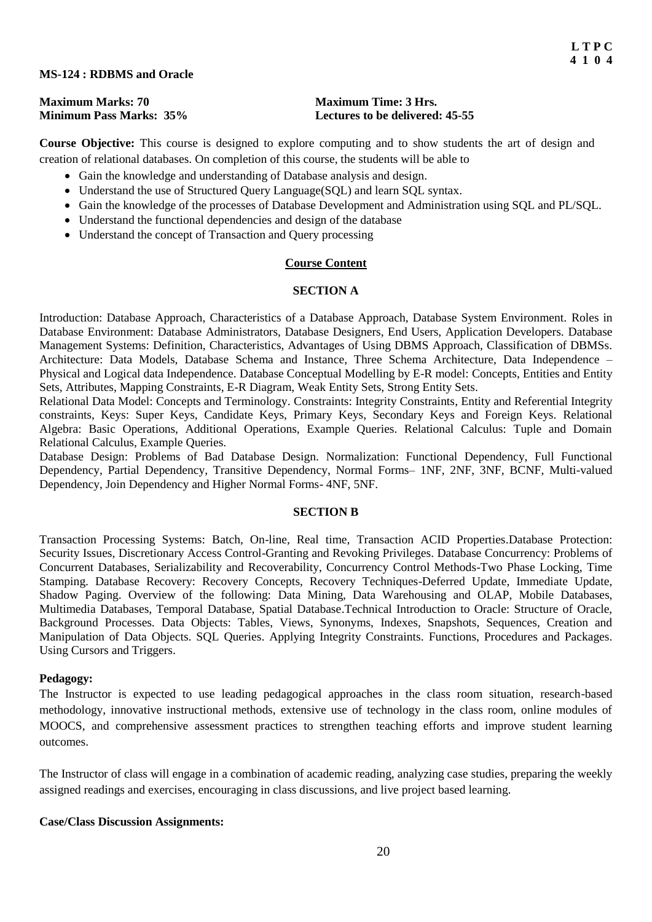**L T P C**
**4 1 0 4**

**MS-124 : RDBMS and Oracle**

| | |
|---|---|
| **Maximum Marks: 70** | **Maximum Time: 3 Hrs.** |
| **Minimum Pass Marks: 35%** | **Lectures to be delivered: 45-55** |

**Course Objective:** This course is designed to explore computing and to show students the art of design and creation of relational databases. On completion of this course, the students will be able to

- Gain the knowledge and understanding of Database analysis and design.
- Understand the use of Structured Query Language(SQL) and learn SQL syntax.
- Gain the knowledge of the processes of Database Development and Administration using SQL and PL/SQL.
- Understand the functional dependencies and design of the database
- Understand the concept of Transaction and Query processing

## Course Content

### SECTION A

Introduction: Database Approach, Characteristics of a Database Approach, Database System Environment. Roles in Database Environment: Database Administrators, Database Designers, End Users, Application Developers. Database Management Systems: Definition, Characteristics, Advantages of Using DBMS Approach, Classification of DBMSs. Architecture: Data Models, Database Schema and Instance, Three Schema Architecture, Data Independence – Physical and Logical data Independence. Database Conceptual Modelling by E-R model: Concepts, Entities and Entity Sets, Attributes, Mapping Constraints, E-R Diagram, Weak Entity Sets, Strong Entity Sets.

Relational Data Model: Concepts and Terminology. Constraints: Integrity Constraints, Entity and Referential Integrity constraints, Keys: Super Keys, Candidate Keys, Primary Keys, Secondary Keys and Foreign Keys. Relational Algebra: Basic Operations, Additional Operations, Example Queries. Relational Calculus: Tuple and Domain Relational Calculus, Example Queries.

Database Design: Problems of Bad Database Design. Normalization: Functional Dependency, Full Functional Dependency, Partial Dependency, Transitive Dependency, Normal Forms– 1NF, 2NF, 3NF, BCNF, Multi-valued Dependency, Join Dependency and Higher Normal Forms- 4NF, 5NF.

### SECTION B

Transaction Processing Systems: Batch, On-line, Real time, Transaction ACID Properties.Database Protection: Security Issues, Discretionary Access Control-Granting and Revoking Privileges. Database Concurrency: Problems of Concurrent Databases, Serializability and Recoverability, Concurrency Control Methods-Two Phase Locking, Time Stamping. Database Recovery: Recovery Concepts, Recovery Techniques-Deferred Update, Immediate Update, Shadow Paging. Overview of the following: Data Mining, Data Warehousing and OLAP, Mobile Databases, Multimedia Databases, Temporal Database, Spatial Database.Technical Introduction to Oracle: Structure of Oracle, Background Processes. Data Objects: Tables, Views, Synonyms, Indexes, Snapshots, Sequences, Creation and Manipulation of Data Objects. SQL Queries. Applying Integrity Constraints. Functions, Procedures and Packages. Using Cursors and Triggers.

**Pedagogy:**

The Instructor is expected to use leading pedagogical approaches in the class room situation, research-based methodology, innovative instructional methods, extensive use of technology in the class room, online modules of MOOCS, and comprehensive assessment practices to strengthen teaching efforts and improve student learning outcomes.

The Instructor of class will engage in a combination of academic reading, analyzing case studies, preparing the weekly assigned readings and exercises, encouraging in class discussions, and live project based learning.

**Case/Class Discussion Assignments:**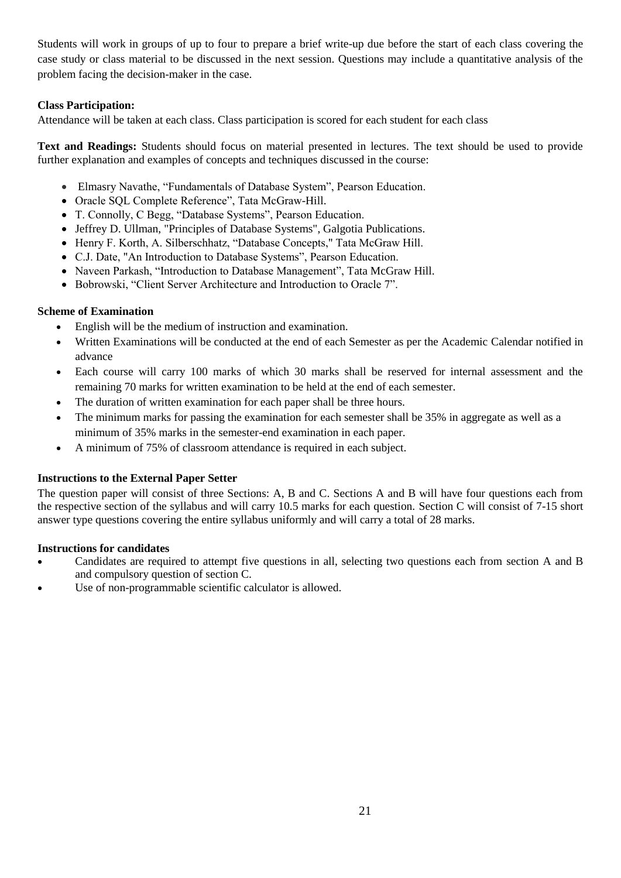Students will work in groups of up to four to prepare a brief write-up due before the start of each class covering the case study or class material to be discussed in the next session. Questions may include a quantitative analysis of the problem facing the decision-maker in the case.

**Class Participation:**

Attendance will be taken at each class. Class participation is scored for each student for each class

**Text and Readings:** Students should focus on material presented in lectures. The text should be used to provide further explanation and examples of concepts and techniques discussed in the course:

- Elmasry Navathe, "Fundamentals of Database System", Pearson Education.
- Oracle SQL Complete Reference", Tata McGraw-Hill.
- T. Connolly, C Begg, "Database Systems", Pearson Education.
- Jeffrey D. Ullman, "Principles of Database Systems", Galgotia Publications.
- Henry F. Korth, A. Silberschhatz, "Database Concepts," Tata McGraw Hill.
- C.J. Date, "An Introduction to Database Systems", Pearson Education.
- Naveen Parkash, "Introduction to Database Management", Tata McGraw Hill.
- Bobrowski, "Client Server Architecture and Introduction to Oracle 7".

**Scheme of Examination**

- English will be the medium of instruction and examination.
- Written Examinations will be conducted at the end of each Semester as per the Academic Calendar notified in advance
- Each course will carry 100 marks of which 30 marks shall be reserved for internal assessment and the remaining 70 marks for written examination to be held at the end of each semester.
- The duration of written examination for each paper shall be three hours.
- The minimum marks for passing the examination for each semester shall be 35% in aggregate as well as a minimum of 35% marks in the semester-end examination in each paper.
- A minimum of 75% of classroom attendance is required in each subject.

**Instructions to the External Paper Setter**

The question paper will consist of three Sections: A, B and C. Sections A and B will have four questions each from the respective section of the syllabus and will carry 10.5 marks for each question. Section C will consist of 7-15 short answer type questions covering the entire syllabus uniformly and will carry a total of 28 marks.

**Instructions for candidates**

- Candidates are required to attempt five questions in all, selecting two questions each from section A and B and compulsory question of section C.
- Use of non-programmable scientific calculator is allowed.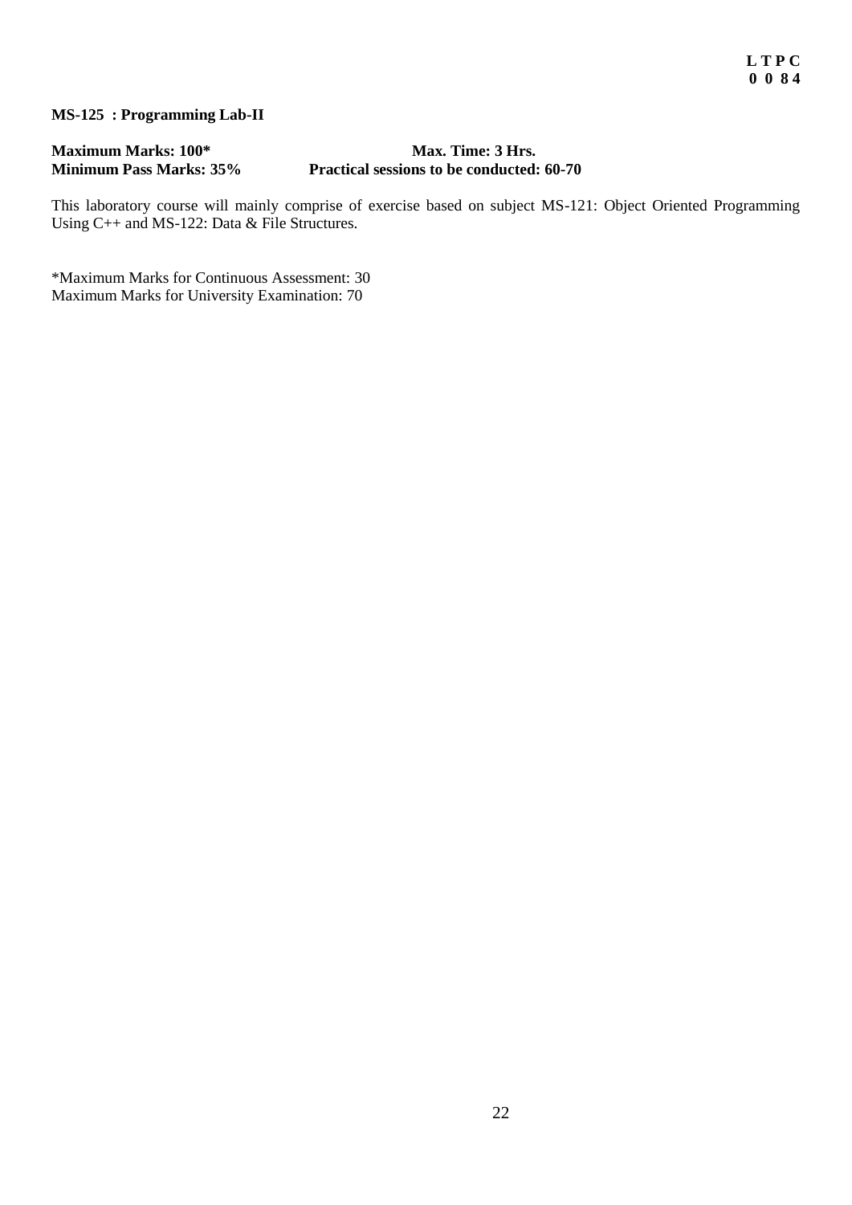**L T P C**
**0 0 8 4**

**MS-125 : Programming Lab-II**

**Maximum Marks: 100*** **Max. Time: 3 Hrs.**
**Minimum Pass Marks: 35%** **Practical sessions to be conducted: 60-70**

This laboratory course will mainly comprise of exercise based on subject MS-121: Object Oriented Programming Using C++ and MS-122: Data & File Structures.

*Maximum Marks for Continuous Assessment: 30
Maximum Marks for University Examination: 70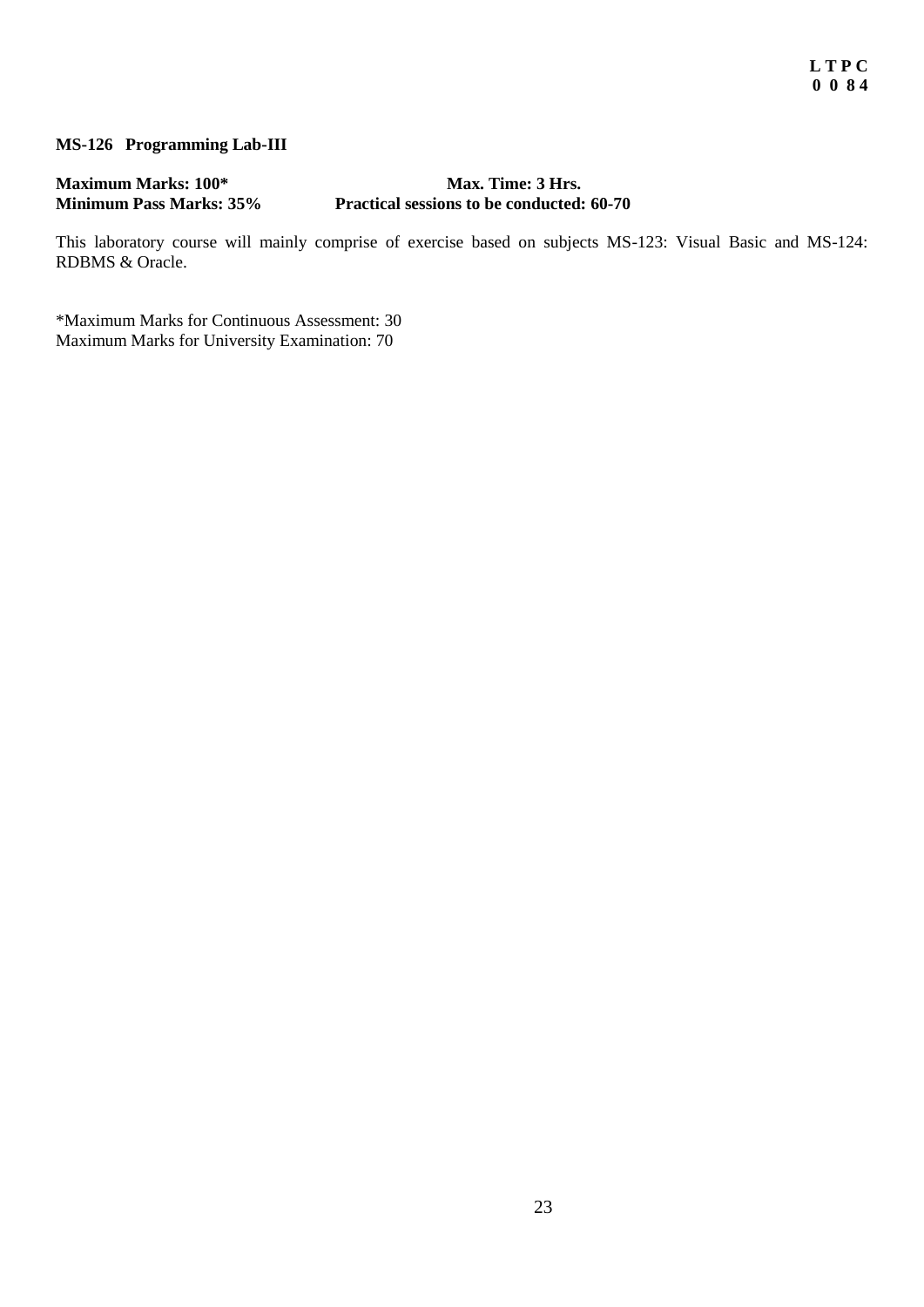**L T P C**
**0 0 8 4**

**MS-126 Programming Lab-III**

**Maximum Marks: 100*** **Max. Time: 3 Hrs.**
**Minimum Pass Marks: 35%** **Practical sessions to be conducted: 60-70**

This laboratory course will mainly comprise of exercise based on subjects MS-123: Visual Basic and MS-124: RDBMS & Oracle.

*Maximum Marks for Continuous Assessment: 30
Maximum Marks for University Examination: 70